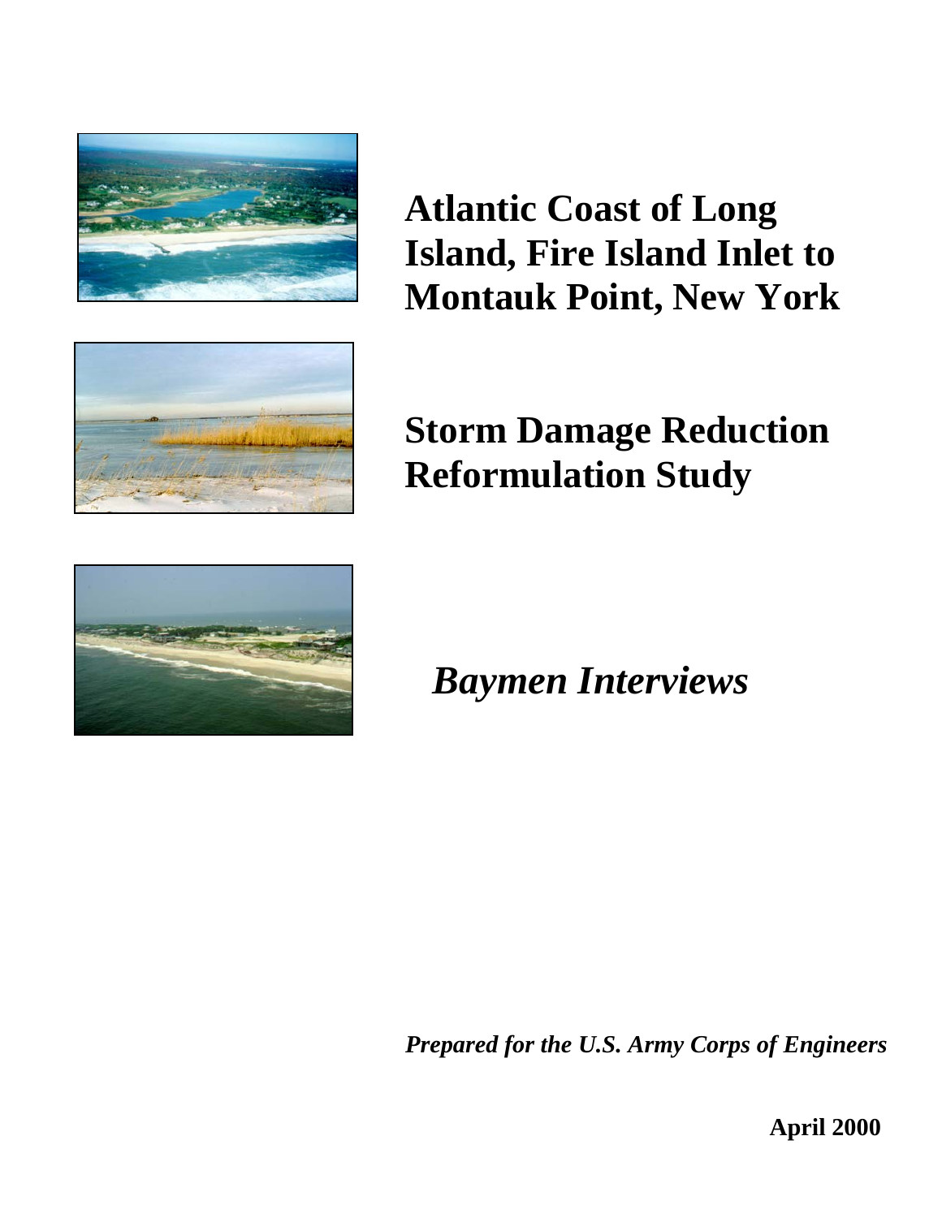# Atlantic Coast of Long Island, Fire Island Inlet to Montauk Point, New York

# Storm Damage Reduction Reformulation Study

# *Baymen Interviews*

***Prepared for the U.S. Army Corps of Engineers***

**April 2000**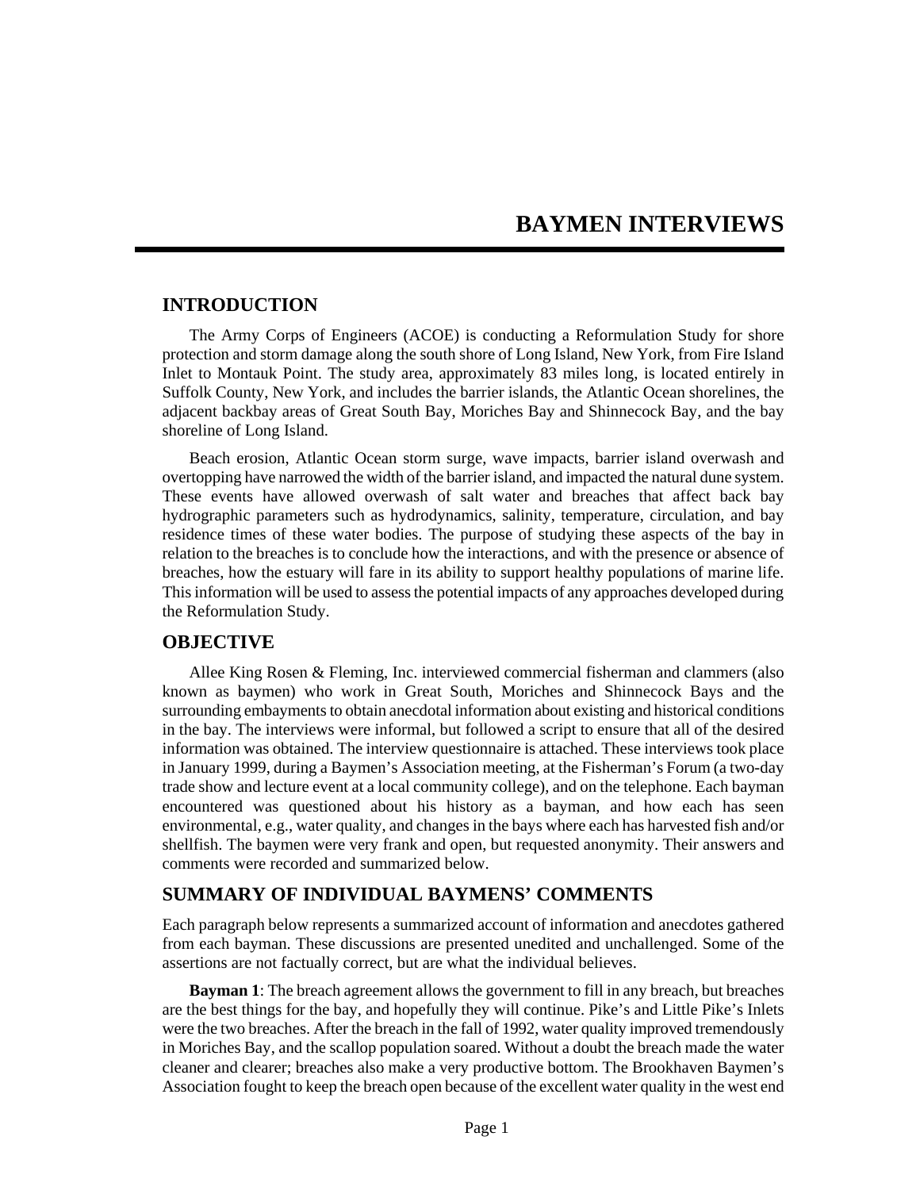# BAYMEN INTERVIEWS

## INTRODUCTION

The Army Corps of Engineers (ACOE) is conducting a Reformulation Study for shore protection and storm damage along the south shore of Long Island, New York, from Fire Island Inlet to Montauk Point. The study area, approximately 83 miles long, is located entirely in Suffolk County, New York, and includes the barrier islands, the Atlantic Ocean shorelines, the adjacent backbay areas of Great South Bay, Moriches Bay and Shinnecock Bay, and the bay shoreline of Long Island.

Beach erosion, Atlantic Ocean storm surge, wave impacts, barrier island overwash and overtopping have narrowed the width of the barrier island, and impacted the natural dune system. These events have allowed overwash of salt water and breaches that affect back bay hydrographic parameters such as hydrodynamics, salinity, temperature, circulation, and bay residence times of these water bodies. The purpose of studying these aspects of the bay in relation to the breaches is to conclude how the interactions, and with the presence or absence of breaches, how the estuary will fare in its ability to support healthy populations of marine life. This information will be used to assess the potential impacts of any approaches developed during the Reformulation Study.

## OBJECTIVE

Allee King Rosen & Fleming, Inc. interviewed commercial fisherman and clammers (also known as baymen) who work in Great South, Moriches and Shinnecock Bays and the surrounding embayments to obtain anecdotal information about existing and historical conditions in the bay. The interviews were informal, but followed a script to ensure that all of the desired information was obtained. The interview questionnaire is attached. These interviews took place in January 1999, during a Baymen's Association meeting, at the Fisherman's Forum (a two-day trade show and lecture event at a local community college), and on the telephone. Each bayman encountered was questioned about his history as a bayman, and how each has seen environmental, e.g., water quality, and changes in the bays where each has harvested fish and/or shellfish. The baymen were very frank and open, but requested anonymity. Their answers and comments were recorded and summarized below.

## SUMMARY OF INDIVIDUAL BAYMENS' COMMENTS

Each paragraph below represents a summarized account of information and anecdotes gathered from each bayman. These discussions are presented unedited and unchallenged. Some of the assertions are not factually correct, but are what the individual believes.

**Bayman 1**: The breach agreement allows the government to fill in any breach, but breaches are the best things for the bay, and hopefully they will continue. Pike's and Little Pike's Inlets were the two breaches. After the breach in the fall of 1992, water quality improved tremendously in Moriches Bay, and the scallop population soared. Without a doubt the breach made the water cleaner and clearer; breaches also make a very productive bottom. The Brookhaven Baymen's Association fought to keep the breach open because of the excellent water quality in the west end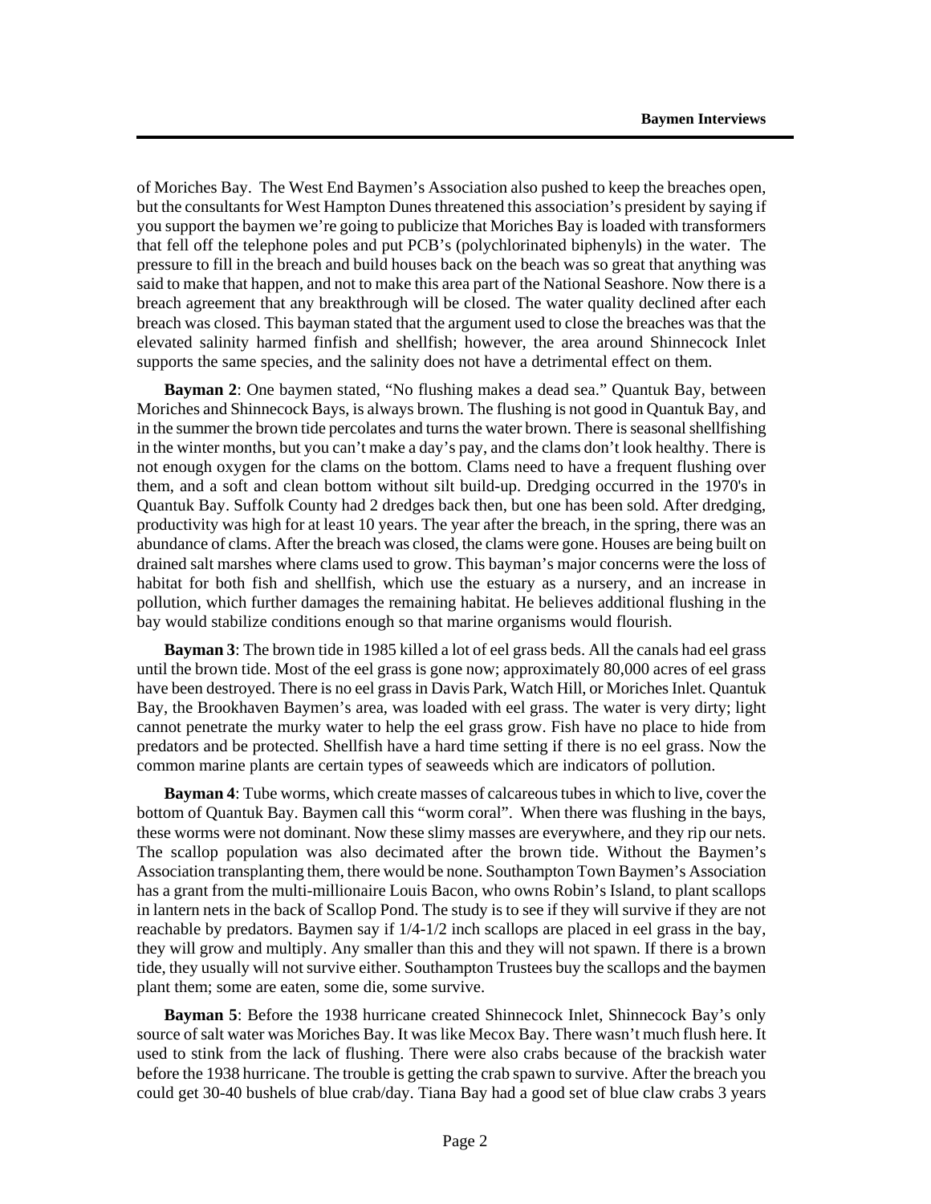of Moriches Bay. The West End Baymen's Association also pushed to keep the breaches open, but the consultants for West Hampton Dunes threatened this association's president by saying if you support the baymen we're going to publicize that Moriches Bay is loaded with transformers that fell off the telephone poles and put PCB's (polychlorinated biphenyls) in the water. The pressure to fill in the breach and build houses back on the beach was so great that anything was said to make that happen, and not to make this area part of the National Seashore. Now there is a breach agreement that any breakthrough will be closed. The water quality declined after each breach was closed. This bayman stated that the argument used to close the breaches was that the elevated salinity harmed finfish and shellfish; however, the area around Shinnecock Inlet supports the same species, and the salinity does not have a detrimental effect on them.

**Bayman 2**: One baymen stated, "No flushing makes a dead sea." Quantuk Bay, between Moriches and Shinnecock Bays, is always brown. The flushing is not good in Quantuk Bay, and in the summer the brown tide percolates and turns the water brown. There is seasonal shellfishing in the winter months, but you can't make a day's pay, and the clams don't look healthy. There is not enough oxygen for the clams on the bottom. Clams need to have a frequent flushing over them, and a soft and clean bottom without silt build-up. Dredging occurred in the 1970's in Quantuk Bay. Suffolk County had 2 dredges back then, but one has been sold. After dredging, productivity was high for at least 10 years. The year after the breach, in the spring, there was an abundance of clams. After the breach was closed, the clams were gone. Houses are being built on drained salt marshes where clams used to grow. This bayman's major concerns were the loss of habitat for both fish and shellfish, which use the estuary as a nursery, and an increase in pollution, which further damages the remaining habitat. He believes additional flushing in the bay would stabilize conditions enough so that marine organisms would flourish.

**Bayman 3**: The brown tide in 1985 killed a lot of eel grass beds. All the canals had eel grass until the brown tide. Most of the eel grass is gone now; approximately 80,000 acres of eel grass have been destroyed. There is no eel grass in Davis Park, Watch Hill, or Moriches Inlet. Quantuk Bay, the Brookhaven Baymen's area, was loaded with eel grass. The water is very dirty; light cannot penetrate the murky water to help the eel grass grow. Fish have no place to hide from predators and be protected. Shellfish have a hard time setting if there is no eel grass. Now the common marine plants are certain types of seaweeds which are indicators of pollution.

**Bayman 4**: Tube worms, which create masses of calcareous tubes in which to live, cover the bottom of Quantuk Bay. Baymen call this "worm coral". When there was flushing in the bays, these worms were not dominant. Now these slimy masses are everywhere, and they rip our nets. The scallop population was also decimated after the brown tide. Without the Baymen's Association transplanting them, there would be none. Southampton Town Baymen's Association has a grant from the multi-millionaire Louis Bacon, who owns Robin's Island, to plant scallops in lantern nets in the back of Scallop Pond. The study is to see if they will survive if they are not reachable by predators. Baymen say if 1/4-1/2 inch scallops are placed in eel grass in the bay, they will grow and multiply. Any smaller than this and they will not spawn. If there is a brown tide, they usually will not survive either. Southampton Trustees buy the scallops and the baymen plant them; some are eaten, some die, some survive.

**Bayman 5**: Before the 1938 hurricane created Shinnecock Inlet, Shinnecock Bay's only source of salt water was Moriches Bay. It was like Mecox Bay. There wasn't much flush here. It used to stink from the lack of flushing. There were also crabs because of the brackish water before the 1938 hurricane. The trouble is getting the crab spawn to survive. After the breach you could get 30-40 bushels of blue crab/day. Tiana Bay had a good set of blue claw crabs 3 years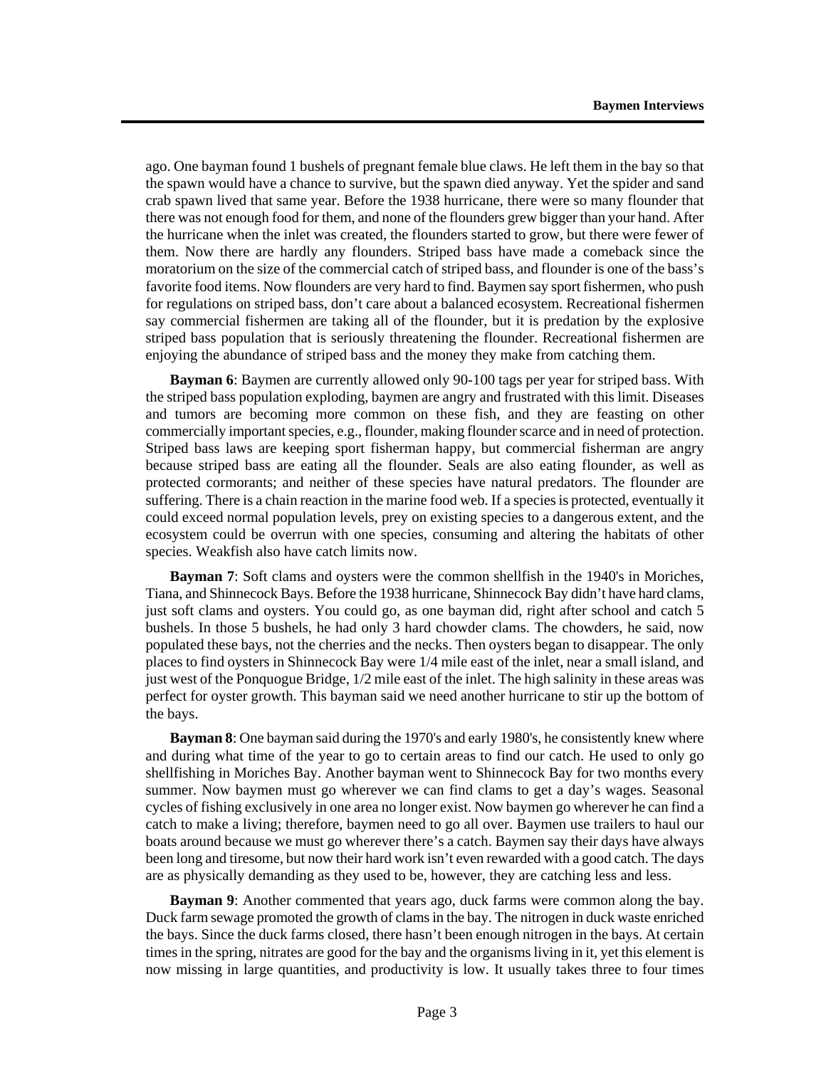ago. One bayman found 1 bushels of pregnant female blue claws. He left them in the bay so that the spawn would have a chance to survive, but the spawn died anyway. Yet the spider and sand crab spawn lived that same year. Before the 1938 hurricane, there were so many flounder that there was not enough food for them, and none of the flounders grew bigger than your hand. After the hurricane when the inlet was created, the flounders started to grow, but there were fewer of them. Now there are hardly any flounders. Striped bass have made a comeback since the moratorium on the size of the commercial catch of striped bass, and flounder is one of the bass's favorite food items. Now flounders are very hard to find. Baymen say sport fishermen, who push for regulations on striped bass, don't care about a balanced ecosystem. Recreational fishermen say commercial fishermen are taking all of the flounder, but it is predation by the explosive striped bass population that is seriously threatening the flounder. Recreational fishermen are enjoying the abundance of striped bass and the money they make from catching them.

**Bayman 6**: Baymen are currently allowed only 90-100 tags per year for striped bass. With the striped bass population exploding, baymen are angry and frustrated with this limit. Diseases and tumors are becoming more common on these fish, and they are feasting on other commercially important species, e.g., flounder, making flounder scarce and in need of protection. Striped bass laws are keeping sport fisherman happy, but commercial fisherman are angry because striped bass are eating all the flounder. Seals are also eating flounder, as well as protected cormorants; and neither of these species have natural predators. The flounder are suffering. There is a chain reaction in the marine food web. If a species is protected, eventually it could exceed normal population levels, prey on existing species to a dangerous extent, and the ecosystem could be overrun with one species, consuming and altering the habitats of other species. Weakfish also have catch limits now.

**Bayman 7**: Soft clams and oysters were the common shellfish in the 1940's in Moriches, Tiana, and Shinnecock Bays. Before the 1938 hurricane, Shinnecock Bay didn't have hard clams, just soft clams and oysters. You could go, as one bayman did, right after school and catch 5 bushels. In those 5 bushels, he had only 3 hard chowder clams. The chowders, he said, now populated these bays, not the cherries and the necks. Then oysters began to disappear. The only places to find oysters in Shinnecock Bay were 1/4 mile east of the inlet, near a small island, and just west of the Ponquogue Bridge, 1/2 mile east of the inlet. The high salinity in these areas was perfect for oyster growth. This bayman said we need another hurricane to stir up the bottom of the bays.

**Bayman 8**: One bayman said during the 1970's and early 1980's, he consistently knew where and during what time of the year to go to certain areas to find our catch. He used to only go shellfishing in Moriches Bay. Another bayman went to Shinnecock Bay for two months every summer. Now baymen must go wherever we can find clams to get a day's wages. Seasonal cycles of fishing exclusively in one area no longer exist. Now baymen go wherever he can find a catch to make a living; therefore, baymen need to go all over. Baymen use trailers to haul our boats around because we must go wherever there's a catch. Baymen say their days have always been long and tiresome, but now their hard work isn't even rewarded with a good catch. The days are as physically demanding as they used to be, however, they are catching less and less.

**Bayman 9**: Another commented that years ago, duck farms were common along the bay. Duck farm sewage promoted the growth of clams in the bay. The nitrogen in duck waste enriched the bays. Since the duck farms closed, there hasn't been enough nitrogen in the bays. At certain times in the spring, nitrates are good for the bay and the organisms living in it, yet this element is now missing in large quantities, and productivity is low. It usually takes three to four times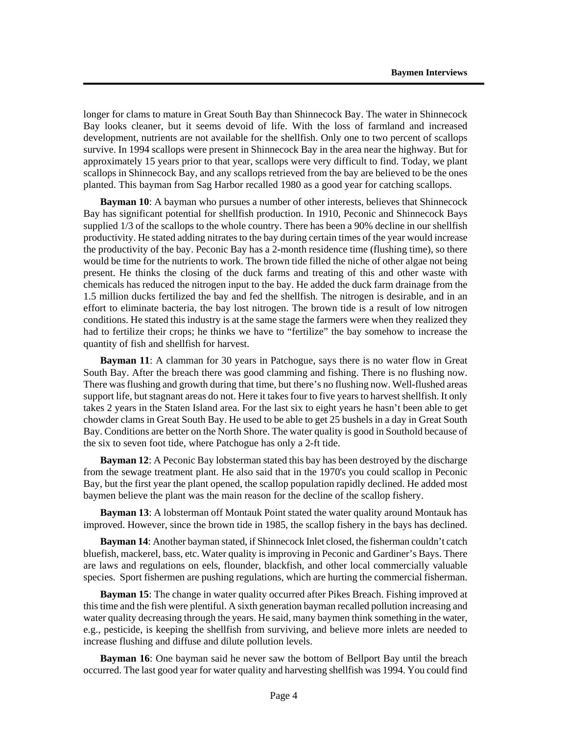longer for clams to mature in Great South Bay than Shinnecock Bay. The water in Shinnecock Bay looks cleaner, but it seems devoid of life. With the loss of farmland and increased development, nutrients are not available for the shellfish. Only one to two percent of scallops survive. In 1994 scallops were present in Shinnecock Bay in the area near the highway. But for approximately 15 years prior to that year, scallops were very difficult to find. Today, we plant scallops in Shinnecock Bay, and any scallops retrieved from the bay are believed to be the ones planted. This bayman from Sag Harbor recalled 1980 as a good year for catching scallops.

**Bayman 10**: A bayman who pursues a number of other interests, believes that Shinnecock Bay has significant potential for shellfish production. In 1910, Peconic and Shinnecock Bays supplied 1/3 of the scallops to the whole country. There has been a 90% decline in our shellfish productivity. He stated adding nitrates to the bay during certain times of the year would increase the productivity of the bay. Peconic Bay has a 2-month residence time (flushing time), so there would be time for the nutrients to work. The brown tide filled the niche of other algae not being present. He thinks the closing of the duck farms and treating of this and other waste with chemicals has reduced the nitrogen input to the bay. He added the duck farm drainage from the 1.5 million ducks fertilized the bay and fed the shellfish. The nitrogen is desirable, and in an effort to eliminate bacteria, the bay lost nitrogen. The brown tide is a result of low nitrogen conditions. He stated this industry is at the same stage the farmers were when they realized they had to fertilize their crops; he thinks we have to "fertilize" the bay somehow to increase the quantity of fish and shellfish for harvest.

**Bayman 11**: A clamman for 30 years in Patchogue, says there is no water flow in Great South Bay. After the breach there was good clamming and fishing. There is no flushing now. There was flushing and growth during that time, but there's no flushing now. Well-flushed areas support life, but stagnant areas do not. Here it takes four to five years to harvest shellfish. It only takes 2 years in the Staten Island area. For the last six to eight years he hasn't been able to get chowder clams in Great South Bay. He used to be able to get 25 bushels in a day in Great South Bay. Conditions are better on the North Shore. The water quality is good in Southold because of the six to seven foot tide, where Patchogue has only a 2-ft tide.

**Bayman 12**: A Peconic Bay lobsterman stated this bay has been destroyed by the discharge from the sewage treatment plant. He also said that in the 1970's you could scallop in Peconic Bay, but the first year the plant opened, the scallop population rapidly declined. He added most baymen believe the plant was the main reason for the decline of the scallop fishery.

**Bayman 13**: A lobsterman off Montauk Point stated the water quality around Montauk has improved. However, since the brown tide in 1985, the scallop fishery in the bays has declined.

**Bayman 14**: Another bayman stated, if Shinnecock Inlet closed, the fisherman couldn't catch bluefish, mackerel, bass, etc. Water quality is improving in Peconic and Gardiner's Bays. There are laws and regulations on eels, flounder, blackfish, and other local commercially valuable species. Sport fishermen are pushing regulations, which are hurting the commercial fisherman.

**Bayman 15**: The change in water quality occurred after Pikes Breach. Fishing improved at this time and the fish were plentiful. A sixth generation bayman recalled pollution increasing and water quality decreasing through the years. He said, many baymen think something in the water, e.g., pesticide, is keeping the shellfish from surviving, and believe more inlets are needed to increase flushing and diffuse and dilute pollution levels.

**Bayman 16**: One bayman said he never saw the bottom of Bellport Bay until the breach occurred. The last good year for water quality and harvesting shellfish was 1994. You could find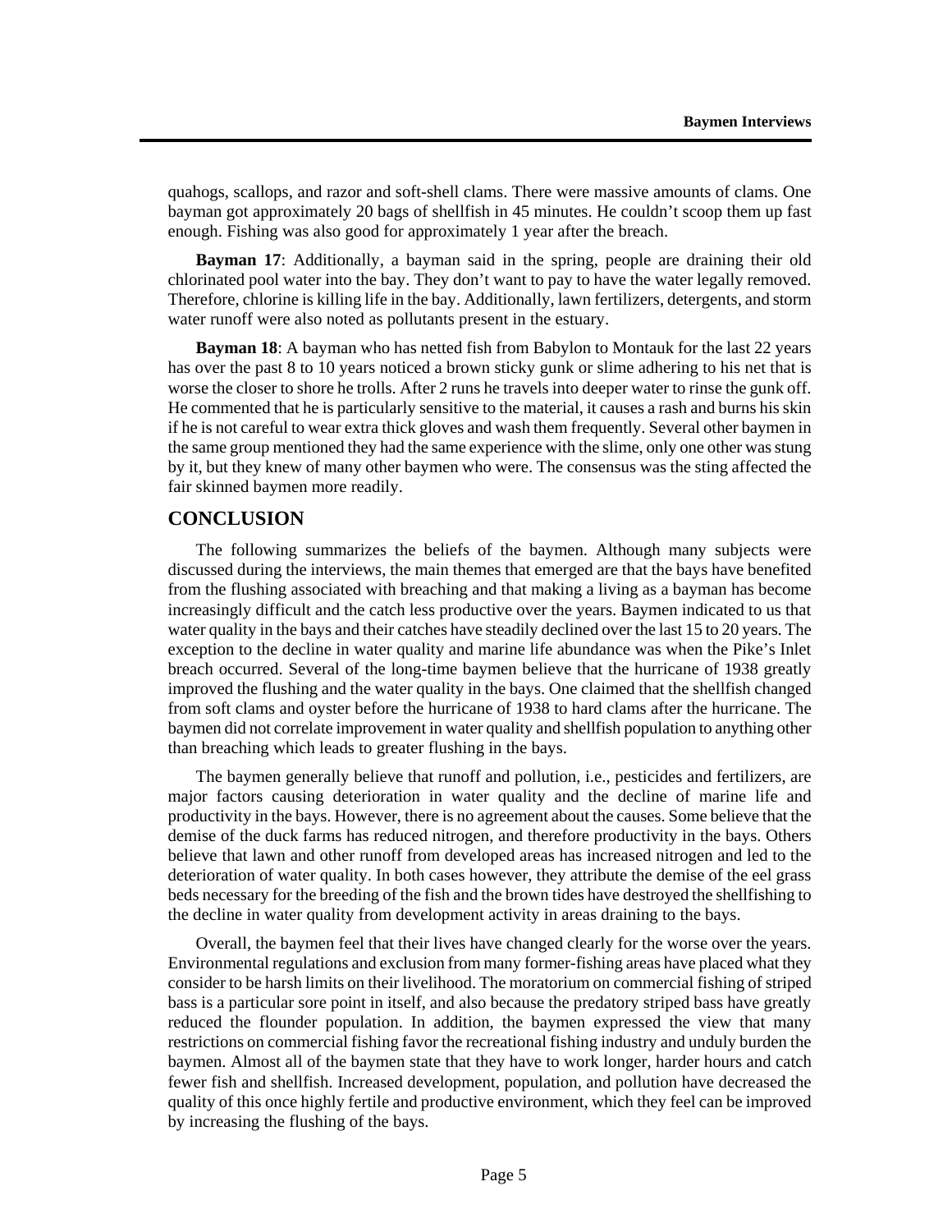quahogs, scallops, and razor and soft-shell clams. There were massive amounts of clams. One bayman got approximately 20 bags of shellfish in 45 minutes. He couldn't scoop them up fast enough. Fishing was also good for approximately 1 year after the breach.

**Bayman 17**: Additionally, a bayman said in the spring, people are draining their old chlorinated pool water into the bay. They don't want to pay to have the water legally removed. Therefore, chlorine is killing life in the bay. Additionally, lawn fertilizers, detergents, and storm water runoff were also noted as pollutants present in the estuary.

**Bayman 18**: A bayman who has netted fish from Babylon to Montauk for the last 22 years has over the past 8 to 10 years noticed a brown sticky gunk or slime adhering to his net that is worse the closer to shore he trolls. After 2 runs he travels into deeper water to rinse the gunk off. He commented that he is particularly sensitive to the material, it causes a rash and burns his skin if he is not careful to wear extra thick gloves and wash them frequently. Several other baymen in the same group mentioned they had the same experience with the slime, only one other was stung by it, but they knew of many other baymen who were. The consensus was the sting affected the fair skinned baymen more readily.

## CONCLUSION

The following summarizes the beliefs of the baymen. Although many subjects were discussed during the interviews, the main themes that emerged are that the bays have benefited from the flushing associated with breaching and that making a living as a bayman has become increasingly difficult and the catch less productive over the years. Baymen indicated to us that water quality in the bays and their catches have steadily declined over the last 15 to 20 years. The exception to the decline in water quality and marine life abundance was when the Pike's Inlet breach occurred. Several of the long-time baymen believe that the hurricane of 1938 greatly improved the flushing and the water quality in the bays. One claimed that the shellfish changed from soft clams and oyster before the hurricane of 1938 to hard clams after the hurricane. The baymen did not correlate improvement in water quality and shellfish population to anything other than breaching which leads to greater flushing in the bays.

The baymen generally believe that runoff and pollution, i.e., pesticides and fertilizers, are major factors causing deterioration in water quality and the decline of marine life and productivity in the bays. However, there is no agreement about the causes. Some believe that the demise of the duck farms has reduced nitrogen, and therefore productivity in the bays. Others believe that lawn and other runoff from developed areas has increased nitrogen and led to the deterioration of water quality. In both cases however, they attribute the demise of the eel grass beds necessary for the breeding of the fish and the brown tides have destroyed the shellfishing to the decline in water quality from development activity in areas draining to the bays.

Overall, the baymen feel that their lives have changed clearly for the worse over the years. Environmental regulations and exclusion from many former-fishing areas have placed what they consider to be harsh limits on their livelihood. The moratorium on commercial fishing of striped bass is a particular sore point in itself, and also because the predatory striped bass have greatly reduced the flounder population. In addition, the baymen expressed the view that many restrictions on commercial fishing favor the recreational fishing industry and unduly burden the baymen. Almost all of the baymen state that they have to work longer, harder hours and catch fewer fish and shellfish. Increased development, population, and pollution have decreased the quality of this once highly fertile and productive environment, which they feel can be improved by increasing the flushing of the bays.